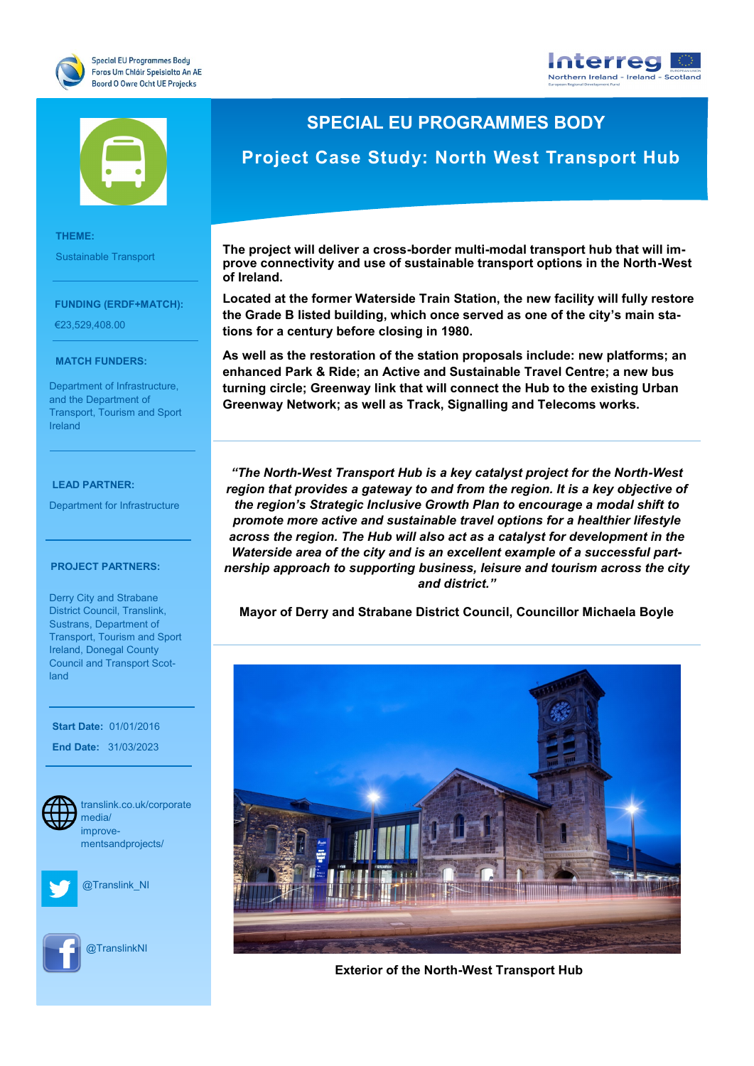Special EU Programmes Body
Foras Um Chláir Speisialta An AE
Boord O Owre Ocht UE Projecks

Interreg
Northern Ireland - Ireland - Scotland
European Regional Development Fund

# SPECIAL EU PROGRAMMES BODY

## Project Case Study: North West Transport Hub

**THEME:**

Sustainable Transport

**FUNDING (ERDF+MATCH):**

€23,529,408.00

**MATCH FUNDERS:**

Department of Infrastructure, and the Department of Transport, Tourism and Sport Ireland

**LEAD PARTNER:**

Department for Infrastructure

**PROJECT PARTNERS:**

Derry City and Strabane District Council, Translink, Sustrans, Department of Transport, Tourism and Sport Ireland, Donegal County Council and Transport Scotland

**Start Date:** 01/01/2016

**End Date:** 31/03/2023

translink.co.uk/corporate media/improvementsandprojects/

@Translink_NI

@TranslinkNI

**The project will deliver a cross-border multi-modal transport hub that will improve connectivity and use of sustainable transport options in the North-West of Ireland.**

**Located at the former Waterside Train Station, the new facility will fully restore the Grade B listed building, which once served as one of the city's main stations for a century before closing in 1980.**

**As well as the restoration of the station proposals include: new platforms; an enhanced Park & Ride; an Active and Sustainable Travel Centre; a new bus turning circle; Greenway link that will connect the Hub to the existing Urban Greenway Network; as well as Track, Signalling and Telecoms works.**

***"The North-West Transport Hub is a key catalyst project for the North-West region that provides a gateway to and from the region. It is a key objective of the region's Strategic Inclusive Growth Plan to encourage a modal shift to promote more active and sustainable travel options for a healthier lifestyle across the region. The Hub will also act as a catalyst for development in the Waterside area of the city and is an excellent example of a successful partnership approach to supporting business, leisure and tourism across the city and district."***

**Mayor of Derry and Strabane District Council, Councillor Michaela Boyle**

**Exterior of the North-West Transport Hub**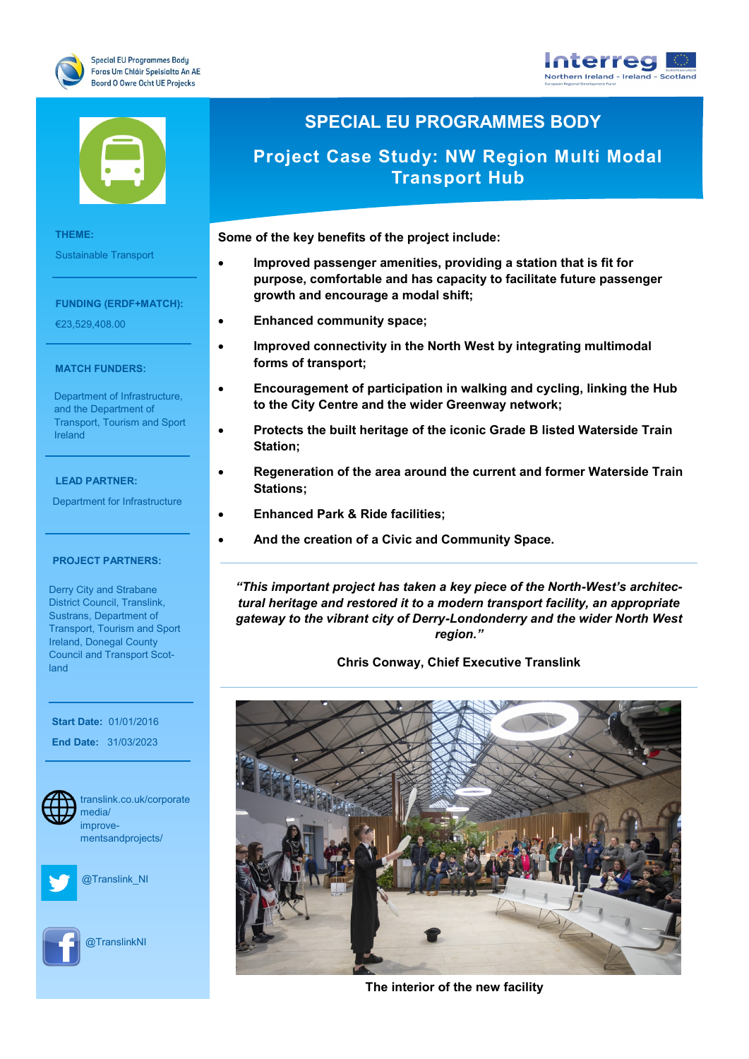# SPECIAL EU PROGRAMMES BODY

## Project Case Study: NW Region Multi Modal Transport Hub

**THEME:**

Sustainable Transport

**FUNDING (ERDF+MATCH):**

€23,529,408.00

**MATCH FUNDERS:**

Department of Infrastructure, and the Department of Transport, Tourism and Sport Ireland

**LEAD PARTNER:**

Department for Infrastructure

**PROJECT PARTNERS:**

Derry City and Strabane District Council, Translink, Sustrans, Department of Transport, Tourism and Sport Ireland, Donegal County Council and Transport Scotland

**Start Date:** 01/01/2016

**End Date:** 31/03/2023

translink.co.uk/corporatemedia/improvementsandprojects/

@Translink_NI

@TranslinkNI

**Some of the key benefits of the project include:**

- **Improved passenger amenities, providing a station that is fit for purpose, comfortable and has capacity to facilitate future passenger growth and encourage a modal shift;**
- **Enhanced community space;**
- **Improved connectivity in the North West by integrating multimodal forms of transport;**
- **Encouragement of participation in walking and cycling, linking the Hub to the City Centre and the wider Greenway network;**
- **Protects the built heritage of the iconic Grade B listed Waterside Train Station;**
- **Regeneration of the area around the current and former Waterside Train Stations;**
- **Enhanced Park & Ride facilities;**
- **And the creation of a Civic and Community Space.**

***"This important project has taken a key piece of the North-West's architectural heritage and restored it to a modern transport facility, an appropriate gateway to the vibrant city of Derry-Londonderry and the wider North West region."***

**Chris Conway, Chief Executive Translink**

**The interior of the new facility**